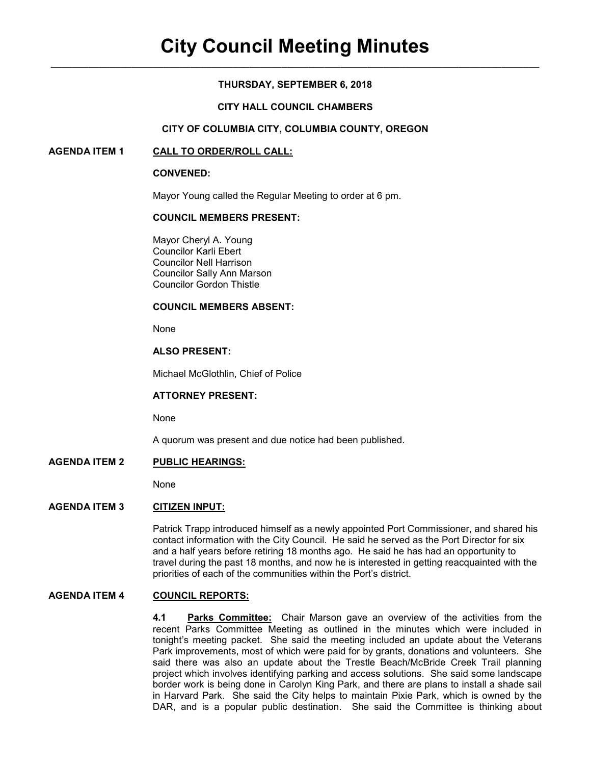# City Council Meeting Minutes

**THURSDAY, SEPTEMBER 6, 2018**

**CITY HALL COUNCIL CHAMBERS**

**CITY OF COLUMBIA CITY, COLUMBIA COUNTY, OREGON**

## AGENDA ITEM 1 CALL TO ORDER/ROLL CALL:

**CONVENED:**

Mayor Young called the Regular Meeting to order at 6 pm.

**COUNCIL MEMBERS PRESENT:**

Mayor Cheryl A. Young
Councilor Karli Ebert
Councilor Nell Harrison
Councilor Sally Ann Marson
Councilor Gordon Thistle

**COUNCIL MEMBERS ABSENT:**

None

**ALSO PRESENT:**

Michael McGlothlin, Chief of Police

**ATTORNEY PRESENT:**

None

A quorum was present and due notice had been published.

## AGENDA ITEM 2 PUBLIC HEARINGS:

None

## AGENDA ITEM 3 CITIZEN INPUT:

Patrick Trapp introduced himself as a newly appointed Port Commissioner, and shared his contact information with the City Council. He said he served as the Port Director for six and a half years before retiring 18 months ago. He said he has had an opportunity to travel during the past 18 months, and now he is interested in getting reacquainted with the priorities of each of the communities within the Port's district.

## AGENDA ITEM 4 COUNCIL REPORTS:

**4.1 Parks Committee:** Chair Marson gave an overview of the activities from the recent Parks Committee Meeting as outlined in the minutes which were included in tonight's meeting packet. She said the meeting included an update about the Veterans Park improvements, most of which were paid for by grants, donations and volunteers. She said there was also an update about the Trestle Beach/McBride Creek Trail planning project which involves identifying parking and access solutions. She said some landscape border work is being done in Carolyn King Park, and there are plans to install a shade sail in Harvard Park. She said the City helps to maintain Pixie Park, which is owned by the DAR, and is a popular public destination. She said the Committee is thinking about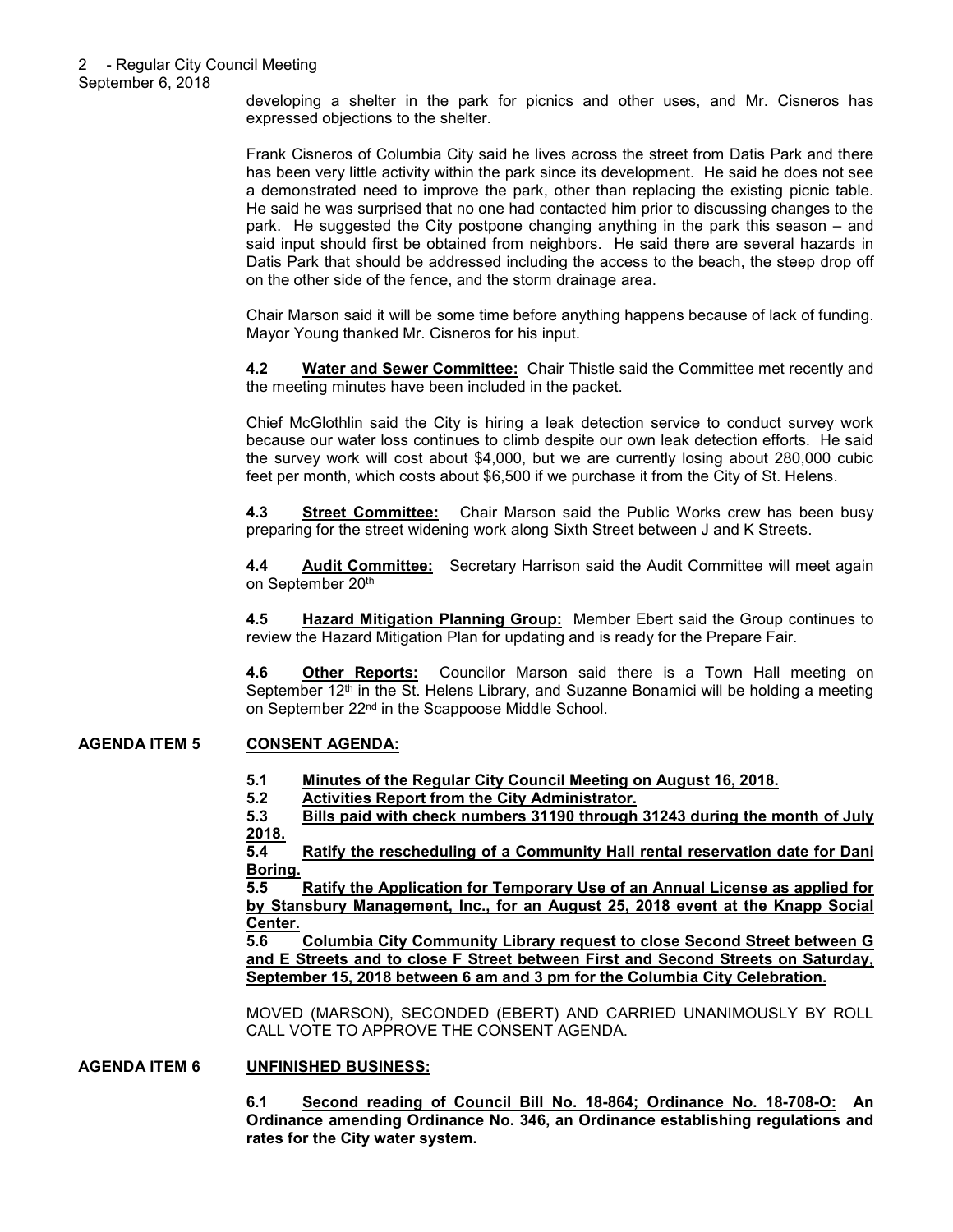developing a shelter in the park for picnics and other uses, and Mr. Cisneros has expressed objections to the shelter.

Frank Cisneros of Columbia City said he lives across the street from Datis Park and there has been very little activity within the park since its development. He said he does not see a demonstrated need to improve the park, other than replacing the existing picnic table. He said he was surprised that no one had contacted him prior to discussing changes to the park. He suggested the City postpone changing anything in the park this season – and said input should first be obtained from neighbors. He said there are several hazards in Datis Park that should be addressed including the access to the beach, the steep drop off on the other side of the fence, and the storm drainage area.

Chair Marson said it will be some time before anything happens because of lack of funding. Mayor Young thanked Mr. Cisneros for his input.

**4.2 Water and Sewer Committee:** Chair Thistle said the Committee met recently and the meeting minutes have been included in the packet.

Chief McGlothlin said the City is hiring a leak detection service to conduct survey work because our water loss continues to climb despite our own leak detection efforts. He said the survey work will cost about $4,000, but we are currently losing about 280,000 cubic feet per month, which costs about $6,500 if we purchase it from the City of St. Helens.

**4.3 Street Committee:** Chair Marson said the Public Works crew has been busy preparing for the street widening work along Sixth Street between J and K Streets.

**4.4 Audit Committee:** Secretary Harrison said the Audit Committee will meet again on September 20th

**4.5 Hazard Mitigation Planning Group:** Member Ebert said the Group continues to review the Hazard Mitigation Plan for updating and is ready for the Prepare Fair.

**4.6 Other Reports:** Councilor Marson said there is a Town Hall meeting on September 12th in the St. Helens Library, and Suzanne Bonamici will be holding a meeting on September 22nd in the Scappoose Middle School.

## AGENDA ITEM 5 CONSENT AGENDA:

**5.1 Minutes of the Regular City Council Meeting on August 16, 2018.**

**5.2 Activities Report from the City Administrator.**

**5.3 Bills paid with check numbers 31190 through 31243 during the month of July 2018.**

**5.4 Ratify the rescheduling of a Community Hall rental reservation date for Dani Boring.**

**5.5 Ratify the Application for Temporary Use of an Annual License as applied for by Stansbury Management, Inc., for an August 25, 2018 event at the Knapp Social Center.**

**5.6 Columbia City Community Library request to close Second Street between G and E Streets and to close F Street between First and Second Streets on Saturday, September 15, 2018 between 6 am and 3 pm for the Columbia City Celebration.**

MOVED (MARSON), SECONDED (EBERT) AND CARRIED UNANIMOUSLY BY ROLL CALL VOTE TO APPROVE THE CONSENT AGENDA.

## AGENDA ITEM 6 UNFINISHED BUSINESS:

**6.1 Second reading of Council Bill No. 18-864; Ordinance No. 18-708-O: An Ordinance amending Ordinance No. 346, an Ordinance establishing regulations and rates for the City water system.**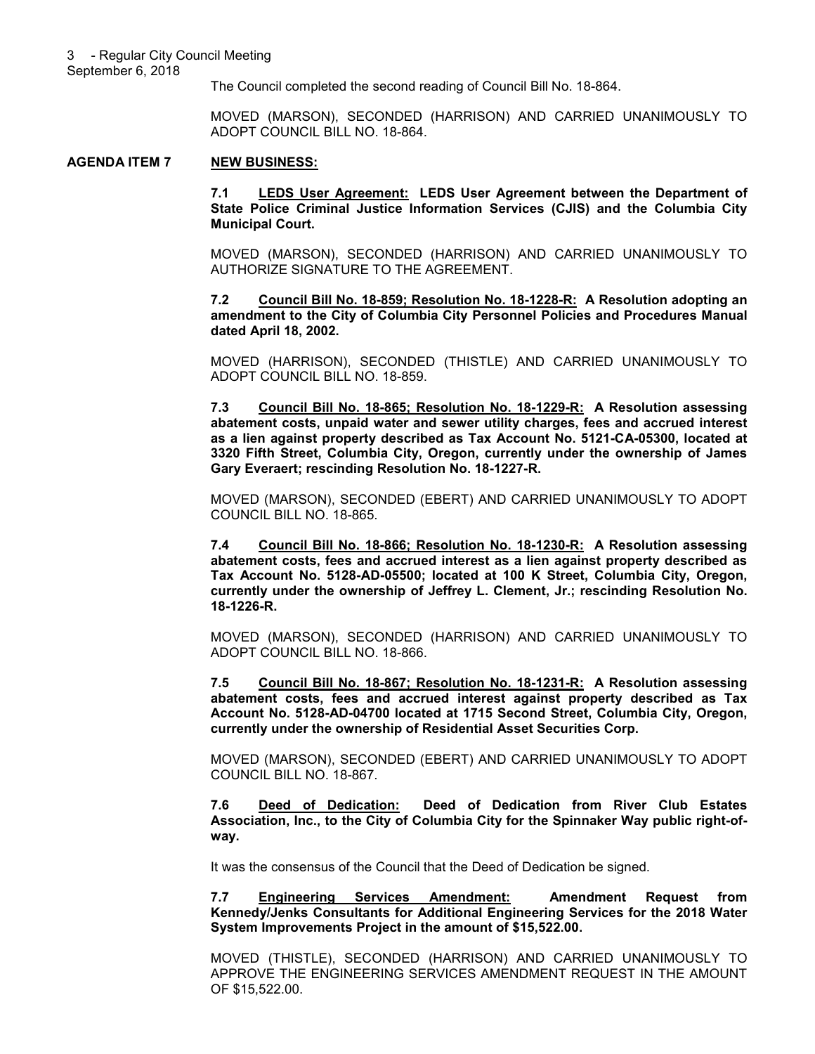The Council completed the second reading of Council Bill No. 18-864.

MOVED (MARSON), SECONDED (HARRISON) AND CARRIED UNANIMOUSLY TO ADOPT COUNCIL BILL NO. 18-864.

**AGENDA ITEM 7 NEW BUSINESS:**

**7.1 LEDS User Agreement: LEDS User Agreement between the Department of State Police Criminal Justice Information Services (CJIS) and the Columbia City Municipal Court.**

MOVED (MARSON), SECONDED (HARRISON) AND CARRIED UNANIMOUSLY TO AUTHORIZE SIGNATURE TO THE AGREEMENT.

**7.2 Council Bill No. 18-859; Resolution No. 18-1228-R: A Resolution adopting an amendment to the City of Columbia City Personnel Policies and Procedures Manual dated April 18, 2002.**

MOVED (HARRISON), SECONDED (THISTLE) AND CARRIED UNANIMOUSLY TO ADOPT COUNCIL BILL NO. 18-859.

**7.3 Council Bill No. 18-865; Resolution No. 18-1229-R: A Resolution assessing abatement costs, unpaid water and sewer utility charges, fees and accrued interest as a lien against property described as Tax Account No. 5121-CA-05300, located at 3320 Fifth Street, Columbia City, Oregon, currently under the ownership of James Gary Everaert; rescinding Resolution No. 18-1227-R.**

MOVED (MARSON), SECONDED (EBERT) AND CARRIED UNANIMOUSLY TO ADOPT COUNCIL BILL NO. 18-865.

**7.4 Council Bill No. 18-866; Resolution No. 18-1230-R: A Resolution assessing abatement costs, fees and accrued interest as a lien against property described as Tax Account No. 5128-AD-05500; located at 100 K Street, Columbia City, Oregon, currently under the ownership of Jeffrey L. Clement, Jr.; rescinding Resolution No. 18-1226-R.**

MOVED (MARSON), SECONDED (HARRISON) AND CARRIED UNANIMOUSLY TO ADOPT COUNCIL BILL NO. 18-866.

**7.5 Council Bill No. 18-867; Resolution No. 18-1231-R: A Resolution assessing abatement costs, fees and accrued interest against property described as Tax Account No. 5128-AD-04700 located at 1715 Second Street, Columbia City, Oregon, currently under the ownership of Residential Asset Securities Corp.**

MOVED (MARSON), SECONDED (EBERT) AND CARRIED UNANIMOUSLY TO ADOPT COUNCIL BILL NO. 18-867.

**7.6 Deed of Dedication: Deed of Dedication from River Club Estates Association, Inc., to the City of Columbia City for the Spinnaker Way public right-of-way.**

It was the consensus of the Council that the Deed of Dedication be signed.

**7.7 Engineering Services Amendment: Amendment Request from Kennedy/Jenks Consultants for Additional Engineering Services for the 2018 Water System Improvements Project in the amount of $15,522.00.**

MOVED (THISTLE), SECONDED (HARRISON) AND CARRIED UNANIMOUSLY TO APPROVE THE ENGINEERING SERVICES AMENDMENT REQUEST IN THE AMOUNT OF $15,522.00.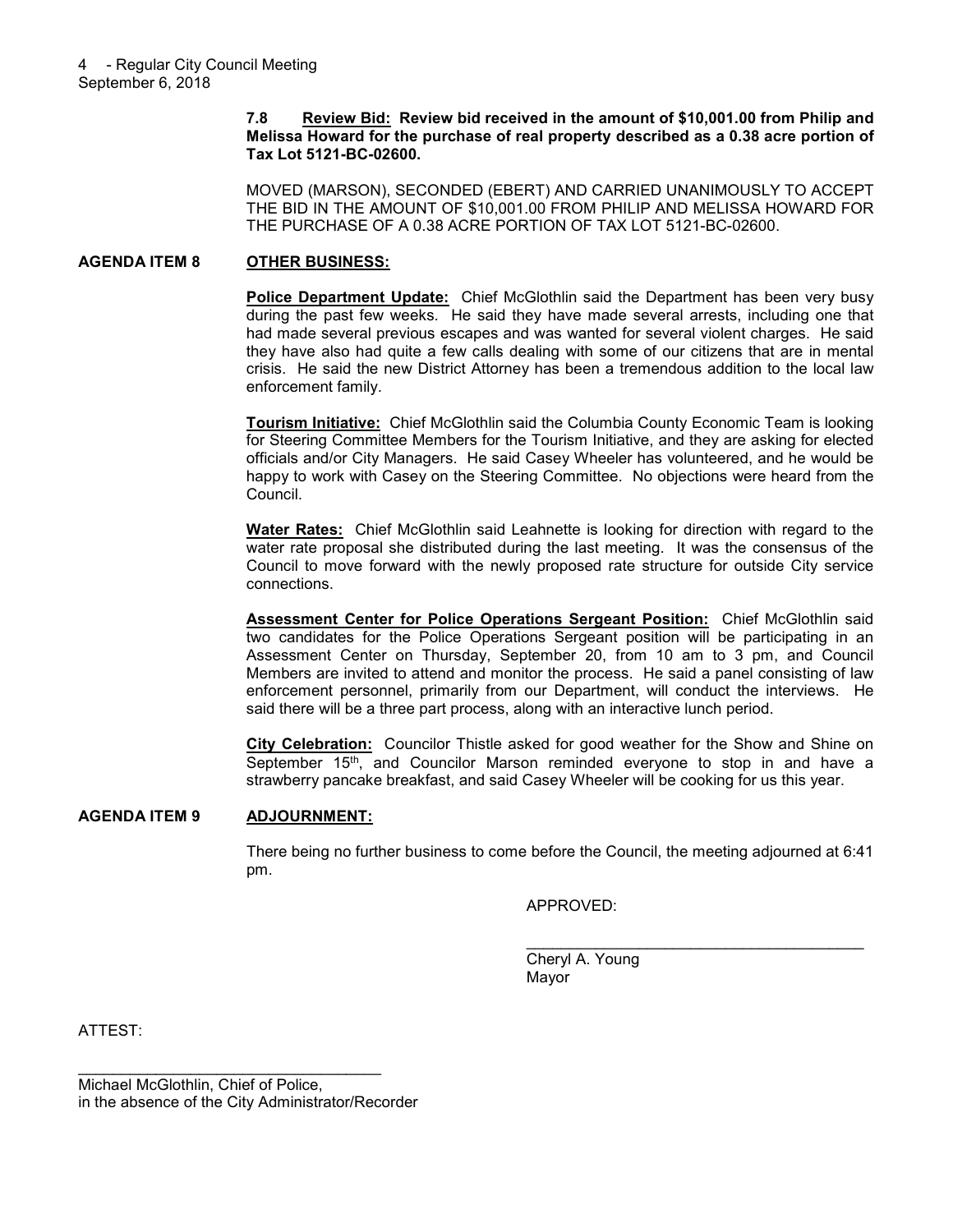**7.8 Review Bid: Review bid received in the amount of $10,001.00 from Philip and Melissa Howard for the purchase of real property described as a 0.38 acre portion of Tax Lot 5121-BC-02600.**

MOVED (MARSON), SECONDED (EBERT) AND CARRIED UNANIMOUSLY TO ACCEPT THE BID IN THE AMOUNT OF $10,001.00 FROM PHILIP AND MELISSA HOWARD FOR THE PURCHASE OF A 0.38 ACRE PORTION OF TAX LOT 5121-BC-02600.

**AGENDA ITEM 8 OTHER BUSINESS:**

**Police Department Update:** Chief McGlothlin said the Department has been very busy during the past few weeks. He said they have made several arrests, including one that had made several previous escapes and was wanted for several violent charges. He said they have also had quite a few calls dealing with some of our citizens that are in mental crisis. He said the new District Attorney has been a tremendous addition to the local law enforcement family.

**Tourism Initiative:** Chief McGlothlin said the Columbia County Economic Team is looking for Steering Committee Members for the Tourism Initiative, and they are asking for elected officials and/or City Managers. He said Casey Wheeler has volunteered, and he would be happy to work with Casey on the Steering Committee. No objections were heard from the Council.

**Water Rates:** Chief McGlothlin said Leahnette is looking for direction with regard to the water rate proposal she distributed during the last meeting. It was the consensus of the Council to move forward with the newly proposed rate structure for outside City service connections.

**Assessment Center for Police Operations Sergeant Position:** Chief McGlothlin said two candidates for the Police Operations Sergeant position will be participating in an Assessment Center on Thursday, September 20, from 10 am to 3 pm, and Council Members are invited to attend and monitor the process. He said a panel consisting of law enforcement personnel, primarily from our Department, will conduct the interviews. He said there will be a three part process, along with an interactive lunch period.

**City Celebration:** Councilor Thistle asked for good weather for the Show and Shine on September 15th, and Councilor Marson reminded everyone to stop in and have a strawberry pancake breakfast, and said Casey Wheeler will be cooking for us this year.

**AGENDA ITEM 9 ADJOURNMENT:**

There being no further business to come before the Council, the meeting adjourned at 6:41 pm.

APPROVED:

\_\_\_\_\_\_\_\_\_\_\_\_\_\_\_\_\_\_\_\_\_\_\_\_\_\_\_\_\_\_\_\_\_\_\_\_\_\_\_\_

Cheryl A. Young
Mayor

ATTEST:

\_\_\_\_\_\_\_\_\_\_\_\_\_\_\_\_\_\_\_\_\_\_\_\_\_\_\_\_\_\_\_\_\_\_\_\_\_\_\_\_

Michael McGlothlin, Chief of Police,
in the absence of the City Administrator/Recorder